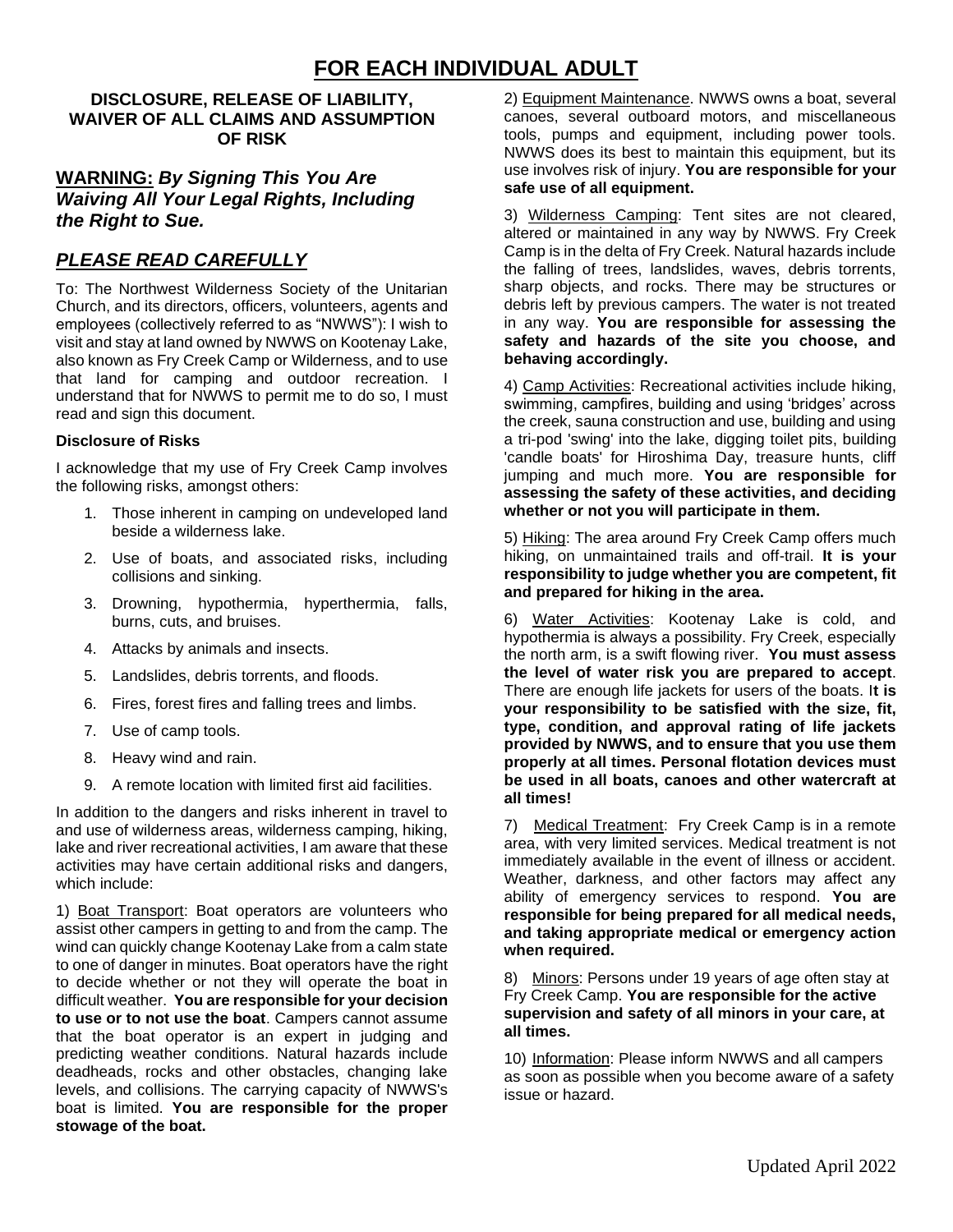# FOR EACH INDIVIDUAL ADULT

### DISCLOSURE, RELEASE OF LIABILITY, WAIVER OF ALL CLAIMS AND ASSUMPTION OF RISK

## WARNING: *By Signing This You Are Waiving All Your Legal Rights, Including the Right to Sue.*

## *PLEASE READ CAREFULLY*

To: The Northwest Wilderness Society of the Unitarian Church, and its directors, officers, volunteers, agents and employees (collectively referred to as "NWWS"): I wish to visit and stay at land owned by NWWS on Kootenay Lake, also known as Fry Creek Camp or Wilderness, and to use that land for camping and outdoor recreation. I understand that for NWWS to permit me to do so, I must read and sign this document.

**Disclosure of Risks**

I acknowledge that my use of Fry Creek Camp involves the following risks, amongst others:

1. Those inherent in camping on undeveloped land beside a wilderness lake.
2. Use of boats, and associated risks, including collisions and sinking.
3. Drowning, hypothermia, hyperthermia, falls, burns, cuts, and bruises.
4. Attacks by animals and insects.
5. Landslides, debris torrents, and floods.
6. Fires, forest fires and falling trees and limbs.
7. Use of camp tools.
8. Heavy wind and rain.
9. A remote location with limited first aid facilities.

In addition to the dangers and risks inherent in travel to and use of wilderness areas, wilderness camping, hiking, lake and river recreational activities, I am aware that these activities may have certain additional risks and dangers, which include:

1) Boat Transport: Boat operators are volunteers who assist other campers in getting to and from the camp. The wind can quickly change Kootenay Lake from a calm state to one of danger in minutes. Boat operators have the right to decide whether or not they will operate the boat in difficult weather. **You are responsible for your decision to use or to not use the boat**. Campers cannot assume that the boat operator is an expert in judging and predicting weather conditions. Natural hazards include deadheads, rocks and other obstacles, changing lake levels, and collisions. The carrying capacity of NWWS's boat is limited. **You are responsible for the proper stowage of the boat.**

2) Equipment Maintenance. NWWS owns a boat, several canoes, several outboard motors, and miscellaneous tools, pumps and equipment, including power tools. NWWS does its best to maintain this equipment, but its use involves risk of injury. **You are responsible for your safe use of all equipment.**

3) Wilderness Camping: Tent sites are not cleared, altered or maintained in any way by NWWS. Fry Creek Camp is in the delta of Fry Creek. Natural hazards include the falling of trees, landslides, waves, debris torrents, sharp objects, and rocks. There may be structures or debris left by previous campers. The water is not treated in any way. **You are responsible for assessing the safety and hazards of the site you choose, and behaving accordingly.**

4) Camp Activities: Recreational activities include hiking, swimming, campfires, building and using 'bridges' across the creek, sauna construction and use, building and using a tri-pod 'swing' into the lake, digging toilet pits, building 'candle boats' for Hiroshima Day, treasure hunts, cliff jumping and much more. **You are responsible for assessing the safety of these activities, and deciding whether or not you will participate in them.**

5) Hiking: The area around Fry Creek Camp offers much hiking, on unmaintained trails and off-trail. **It is your responsibility to judge whether you are competent, fit and prepared for hiking in the area.**

6) Water Activities: Kootenay Lake is cold, and hypothermia is always a possibility. Fry Creek, especially the north arm, is a swift flowing river. **You must assess the level of water risk you are prepared to accept**. There are enough life jackets for users of the boats. I**t is your responsibility to be satisfied with the size, fit, type, condition, and approval rating of life jackets provided by NWWS, and to ensure that you use them properly at all times. Personal flotation devices must be used in all boats, canoes and other watercraft at all times!**

7) Medical Treatment: Fry Creek Camp is in a remote area, with very limited services. Medical treatment is not immediately available in the event of illness or accident. Weather, darkness, and other factors may affect any ability of emergency services to respond. **You are responsible for being prepared for all medical needs, and taking appropriate medical or emergency action when required.**

8) Minors: Persons under 19 years of age often stay at Fry Creek Camp. **You are responsible for the active supervision and safety of all minors in your care, at all times.**

10) Information: Please inform NWWS and all campers as soon as possible when you become aware of a safety issue or hazard.

Updated April 2022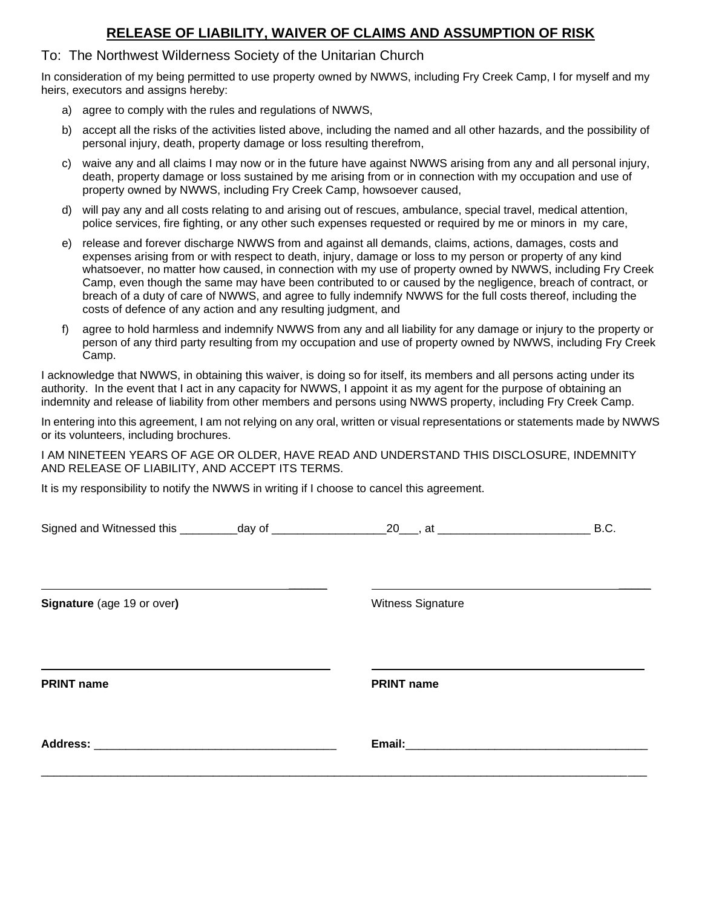## RELEASE OF LIABILITY, WAIVER OF CLAIMS AND ASSUMPTION OF RISK

To: The Northwest Wilderness Society of the Unitarian Church

In consideration of my being permitted to use property owned by NWWS, including Fry Creek Camp, I for myself and my heirs, executors and assigns hereby:

a) agree to comply with the rules and regulations of NWWS,

b) accept all the risks of the activities listed above, including the named and all other hazards, and the possibility of personal injury, death, property damage or loss resulting therefrom,

c) waive any and all claims I may now or in the future have against NWWS arising from any and all personal injury, death, property damage or loss sustained by me arising from or in connection with my occupation and use of property owned by NWWS, including Fry Creek Camp, howsoever caused,

d) will pay any and all costs relating to and arising out of rescues, ambulance, special travel, medical attention, police services, fire fighting, or any other such expenses requested or required by me or minors in my care,

e) release and forever discharge NWWS from and against all demands, claims, actions, damages, costs and expenses arising from or with respect to death, injury, damage or loss to my person or property of any kind whatsoever, no matter how caused, in connection with my use of property owned by NWWS, including Fry Creek Camp, even though the same may have been contributed to or caused by the negligence, breach of contract, or breach of a duty of care of NWWS, and agree to fully indemnify NWWS for the full costs thereof, including the costs of defence of any action and any resulting judgment, and

f) agree to hold harmless and indemnify NWWS from any and all liability for any damage or injury to the property or person of any third party resulting from my occupation and use of property owned by NWWS, including Fry Creek Camp.

I acknowledge that NWWS, in obtaining this waiver, is doing so for itself, its members and all persons acting under its authority. In the event that I act in any capacity for NWWS, I appoint it as my agent for the purpose of obtaining an indemnity and release of liability from other members and persons using NWWS property, including Fry Creek Camp.

In entering into this agreement, I am not relying on any oral, written or visual representations or statements made by NWWS or its volunteers, including brochures.

I AM NINETEEN YEARS OF AGE OR OLDER, HAVE READ AND UNDERSTAND THIS DISCLOSURE, INDEMNITY AND RELEASE OF LIABILITY, AND ACCEPT ITS TERMS.

It is my responsibility to notify the NWWS in writing if I choose to cancel this agreement.

Signed and Witnessed this _________day of __________________20___, at ________________________ B.C.

______________________________________ ______________________________________

**Signature** (age 19 or over**)** Witness Signature

______________________________________ ______________________________________

**PRINT name** **PRINT name**

**Address:** ______________________________________ **Email:**______________________________________

______________________________________________________________________________________________